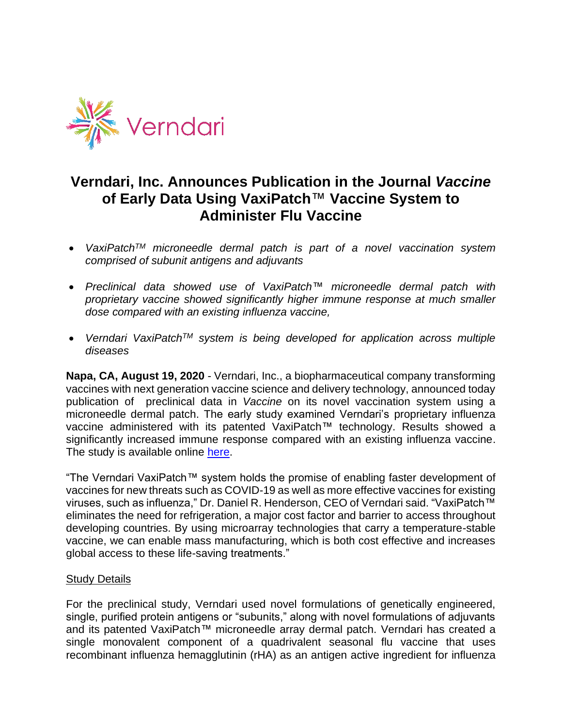# Verndari, Inc. Announces Publication in the Journal *Vaccine* of Early Data Using VaxiPatch™ Vaccine System to Administer Flu Vaccine

- *VaxiPatch™ microneedle dermal patch is part of a novel vaccination system comprised of subunit antigens and adjuvants*
- *Preclinical data showed use of VaxiPatch™ microneedle dermal patch with proprietary vaccine showed significantly higher immune response at much smaller dose compared with an existing influenza vaccine,*
- *Verndari VaxiPatch™ system is being developed for application across multiple diseases*

**Napa, CA, August 19, 2020** - Verndari, Inc., a biopharmaceutical company transforming vaccines with next generation vaccine science and delivery technology, announced today publication of preclinical data in *Vaccine* on its novel vaccination system using a microneedle dermal patch. The early study examined Verndari's proprietary influenza vaccine administered with its patented VaxiPatch™ technology. Results showed a significantly increased immune response compared with an existing influenza vaccine. The study is available online [here](#).

"The Verndari VaxiPatch™ system holds the promise of enabling faster development of vaccines for new threats such as COVID-19 as well as more effective vaccines for existing viruses, such as influenza," Dr. Daniel R. Henderson, CEO of Verndari said. "VaxiPatch™ eliminates the need for refrigeration, a major cost factor and barrier to access throughout developing countries. By using microarray technologies that carry a temperature-stable vaccine, we can enable mass manufacturing, which is both cost effective and increases global access to these life-saving treatments."

## Study Details

For the preclinical study, Verndari used novel formulations of genetically engineered, single, purified protein antigens or "subunits," along with novel formulations of adjuvants and its patented VaxiPatch™ microneedle array dermal patch. Verndari has created a single monovalent component of a quadrivalent seasonal flu vaccine that uses recombinant influenza hemagglutinin (rHA) as an antigen active ingredient for influenza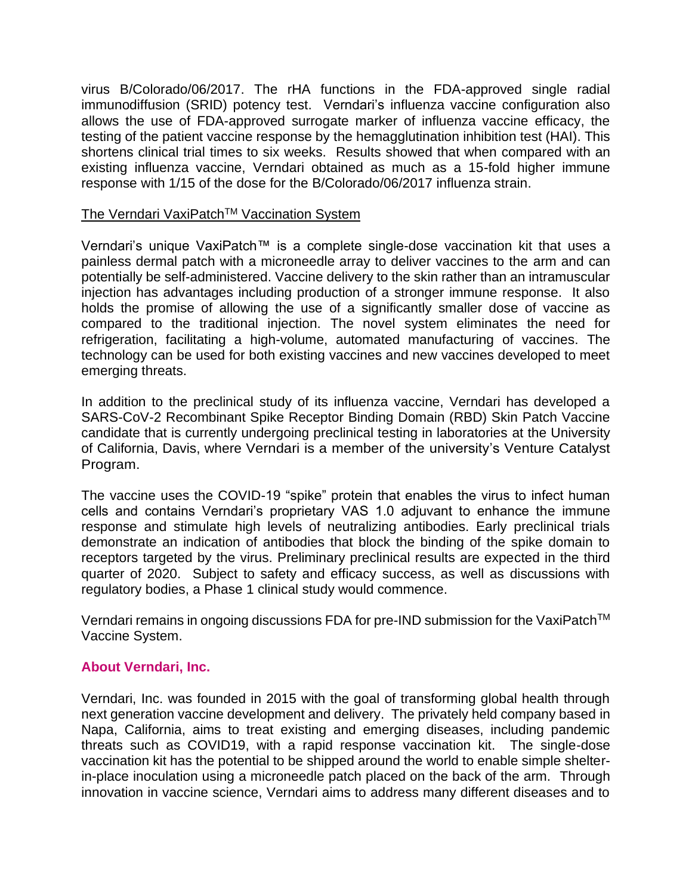virus B/Colorado/06/2017. The rHA functions in the FDA-approved single radial immunodiffusion (SRID) potency test. Verndari's influenza vaccine configuration also allows the use of FDA-approved surrogate marker of influenza vaccine efficacy, the testing of the patient vaccine response by the hemagglutination inhibition test (HAI). This shortens clinical trial times to six weeks. Results showed that when compared with an existing influenza vaccine, Verndari obtained as much as a 15-fold higher immune response with 1/15 of the dose for the B/Colorado/06/2017 influenza strain.

The Verndari VaxiPatch™ Vaccination System

Verndari's unique VaxiPatch™ is a complete single-dose vaccination kit that uses a painless dermal patch with a microneedle array to deliver vaccines to the arm and can potentially be self-administered. Vaccine delivery to the skin rather than an intramuscular injection has advantages including production of a stronger immune response. It also holds the promise of allowing the use of a significantly smaller dose of vaccine as compared to the traditional injection. The novel system eliminates the need for refrigeration, facilitating a high-volume, automated manufacturing of vaccines. The technology can be used for both existing vaccines and new vaccines developed to meet emerging threats.

In addition to the preclinical study of its influenza vaccine, Verndari has developed a SARS-CoV-2 Recombinant Spike Receptor Binding Domain (RBD) Skin Patch Vaccine candidate that is currently undergoing preclinical testing in laboratories at the University of California, Davis, where Verndari is a member of the university's Venture Catalyst Program.

The vaccine uses the COVID-19 "spike" protein that enables the virus to infect human cells and contains Verndari's proprietary VAS 1.0 adjuvant to enhance the immune response and stimulate high levels of neutralizing antibodies. Early preclinical trials demonstrate an indication of antibodies that block the binding of the spike domain to receptors targeted by the virus. Preliminary preclinical results are expected in the third quarter of 2020. Subject to safety and efficacy success, as well as discussions with regulatory bodies, a Phase 1 clinical study would commence.

Verndari remains in ongoing discussions FDA for pre-IND submission for the VaxiPatch™ Vaccine System.

**About Verndari, Inc.**

Verndari, Inc. was founded in 2015 with the goal of transforming global health through next generation vaccine development and delivery. The privately held company based in Napa, California, aims to treat existing and emerging diseases, including pandemic threats such as COVID19, with a rapid response vaccination kit. The single-dose vaccination kit has the potential to be shipped around the world to enable simple shelter-in-place inoculation using a microneedle patch placed on the back of the arm. Through innovation in vaccine science, Verndari aims to address many different diseases and to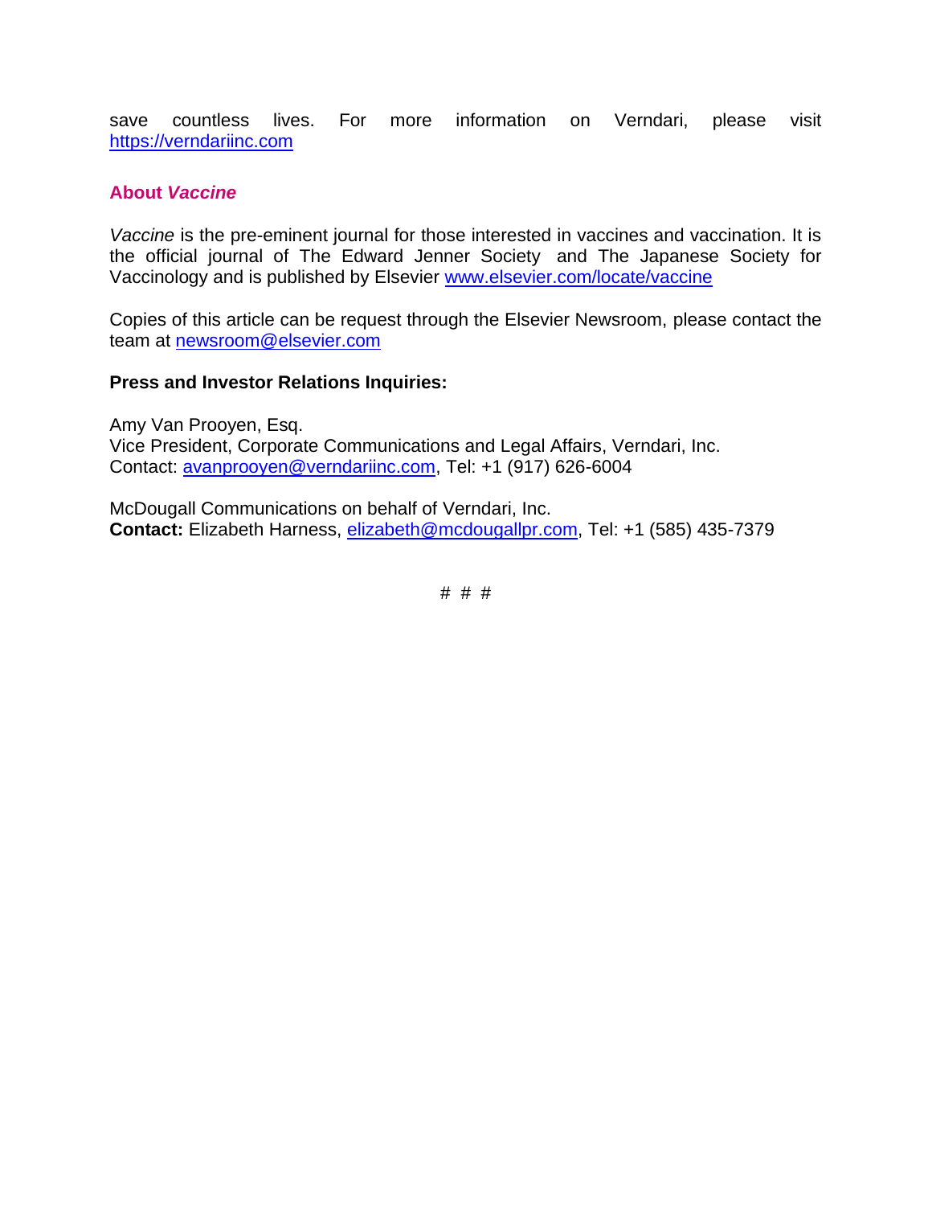save countless lives. For more information on Verndari, please visit https://verndariinc.com

## About *Vaccine*

*Vaccine* is the pre-eminent journal for those interested in vaccines and vaccination. It is the official journal of The Edward Jenner Society and The Japanese Society for Vaccinology and is published by Elsevier www.elsevier.com/locate/vaccine

Copies of this article can be request through the Elsevier Newsroom, please contact the team at newsroom@elsevier.com

**Press and Investor Relations Inquiries:**

Amy Van Prooyen, Esq.
Vice President, Corporate Communications and Legal Affairs, Verndari, Inc.
Contact: avanprooyen@verndariinc.com, Tel: +1 (917) 626-6004

McDougall Communications on behalf of Verndari, Inc.
**Contact:** Elizabeth Harness, elizabeth@mcdougallpr.com, Tel: +1 (585) 435-7379

# # #